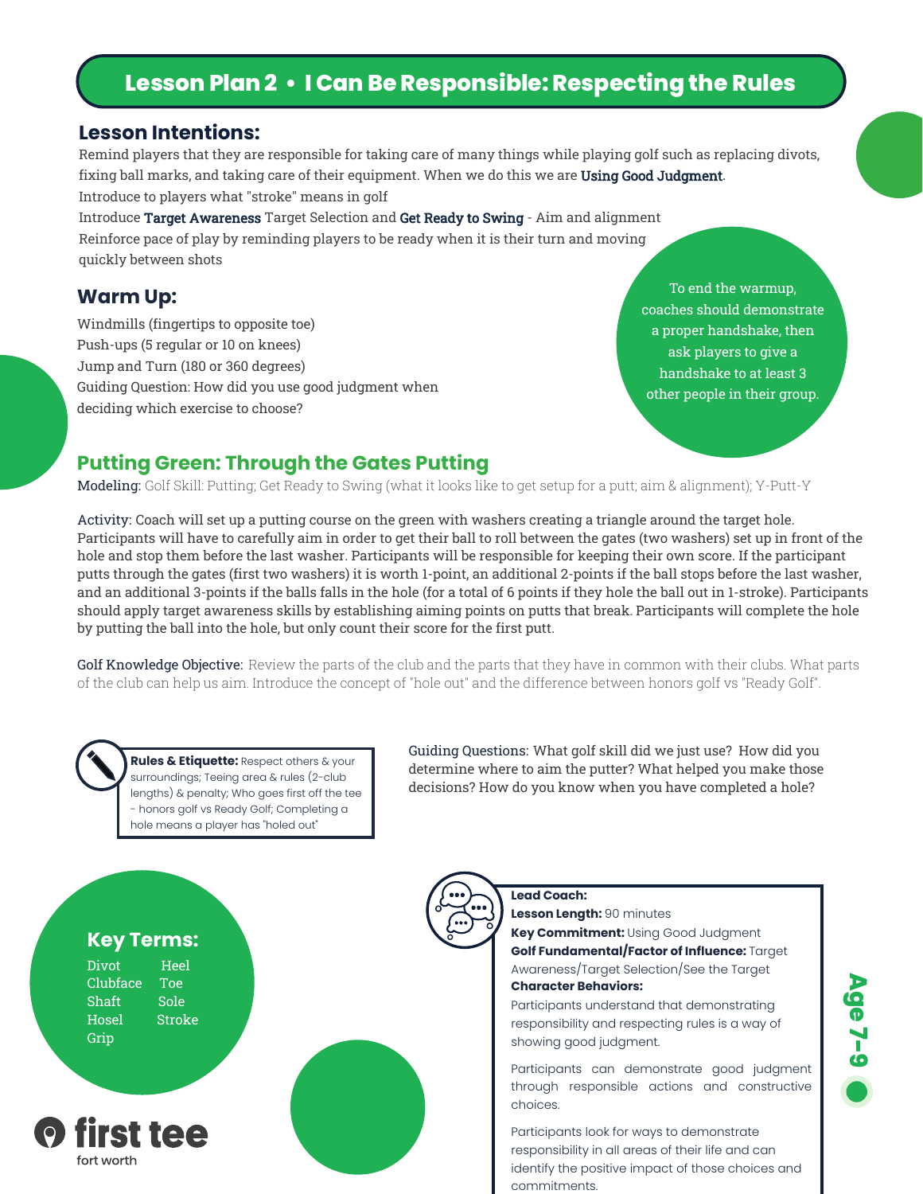# Lesson Plan 2 • I Can Be Responsible: Respecting the Rules

## Lesson Intentions:

Remind players that they are responsible for taking care of many things while playing golf such as replacing divots, fixing ball marks, and taking care of their equipment. When we do this we are **Using Good Judgment**.

Introduce to players what "stroke" means in golf

Introduce **Target Awareness** Target Selection and **Get Ready to Swing** - Aim and alignment

Reinforce pace of play by reminding players to be ready when it is their turn and moving quickly between shots

## Warm Up:

Windmills (fingertips to opposite toe)
Push-ups (5 regular or 10 on knees)
Jump and Turn (180 or 360 degrees)
Guiding Question: How did you use good judgment when deciding which exercise to choose?

To end the warmup, coaches should demonstrate a proper handshake, then ask players to give a handshake to at least 3 other people in their group.

## Putting Green: Through the Gates Putting

Modeling: Golf Skill: Putting; Get Ready to Swing (what it looks like to get setup for a putt; aim & alignment); Y-Putt-Y

Activity: Coach will set up a putting course on the green with washers creating a triangle around the target hole. Participants will have to carefully aim in order to get their ball to roll between the gates (two washers) set up in front of the hole and stop them before the last washer. Participants will be responsible for keeping their own score. If the participant putts through the gates (first two washers) it is worth 1-point, an additional 2-points if the ball stops before the last washer, and an additional 3-points if the balls falls in the hole (for a total of 6 points if they hole the ball out in 1-stroke). Participants should apply target awareness skills by establishing aiming points on putts that break. Participants will complete the hole by putting the ball into the hole, but only count their score for the first putt.

Golf Knowledge Objective: Review the parts of the club and the parts that they have in common with their clubs. What parts of the club can help us aim. Introduce the concept of "hole out" and the difference between honors golf vs "Ready Golf".

**Rules & Etiquette:** Respect others & your surroundings; Teeing area & rules (2-club lengths) & penalty; Who goes first off the tee - honors golf vs Ready Golf; Completing a hole means a player has "holed out"

Guiding Questions: What golf skill did we just use? How did you determine where to aim the putter? What helped you make those decisions? How do you know when you have completed a hole?

## Key Terms:

- Divot
- Clubface
- Shaft
- Hosel
- Grip
- Heel
- Toe
- Sole
- Stroke

**Lead Coach:**
**Lesson Length:** 90 minutes
**Key Commitment:** Using Good Judgment
**Golf Fundamental/Factor of Influence:** Target Awareness/Target Selection/See the Target
**Character Behaviors:**

Participants understand that demonstrating responsibility and respecting rules is a way of showing good judgment.

Participants can demonstrate good judgment through responsible actions and constructive choices.

Participants look for ways to demonstrate responsibility in all areas of their life and can identify the positive impact of those choices and commitments.

Age 7–9

first tee
fort worth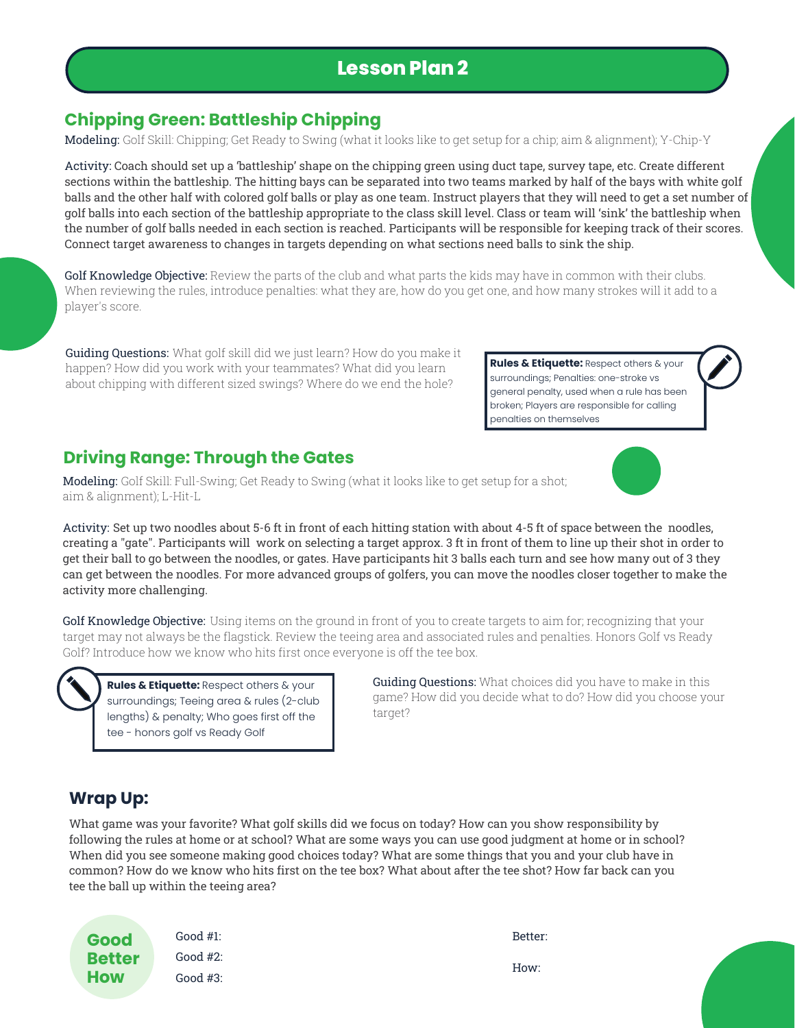# Lesson Plan 2

## Chipping Green: Battleship Chipping

**Modeling:** Golf Skill: Chipping; Get Ready to Swing (what it looks like to get setup for a chip; aim & alignment); Y-Chip-Y

**Activity:** Coach should set up a 'battleship' shape on the chipping green using duct tape, survey tape, etc. Create different sections within the battleship. The hitting bays can be separated into two teams marked by half of the bays with white golf balls and the other half with colored golf balls or play as one team. Instruct players that they will need to get a set number of golf balls into each section of the battleship appropriate to the class skill level. Class or team will 'sink' the battleship when the number of golf balls needed in each section is reached. Participants will be responsible for keeping track of their scores. Connect target awareness to changes in targets depending on what sections need balls to sink the ship.

**Golf Knowledge Objective:** Review the parts of the club and what parts the kids may have in common with their clubs. When reviewing the rules, introduce penalties: what they are, how do you get one, and how many strokes will it add to a player's score.

**Guiding Questions:** What golf skill did we just learn? How do you make it happen? How did you work with your teammates? What did you learn about chipping with different sized swings? Where do we end the hole?

**Rules & Etiquette:** Respect others & your surroundings; Penalties: one-stroke vs general penalty, used when a rule has been broken; Players are responsible for calling penalties on themselves

## Driving Range: Through the Gates

**Modeling:** Golf Skill: Full-Swing; Get Ready to Swing (what it looks like to get setup for a shot; aim & alignment); L-Hit-L

**Activity:** Set up two noodles about 5-6 ft in front of each hitting station with about 4-5 ft of space between the noodles, creating a "gate". Participants will work on selecting a target approx. 3 ft in front of them to line up their shot in order to get their ball to go between the noodles, or gates. Have participants hit 3 balls each turn and see how many out of 3 they can get between the noodles. For more advanced groups of golfers, you can move the noodles closer together to make the activity more challenging.

**Golf Knowledge Objective:** Using items on the ground in front of you to create targets to aim for; recognizing that your target may not always be the flagstick. Review the teeing area and associated rules and penalties. Honors Golf vs Ready Golf? Introduce how we know who hits first once everyone is off the tee box.

**Rules & Etiquette:** Respect others & your surroundings; Teeing area & rules (2-club lengths) & penalty; Who goes first off the tee - honors golf vs Ready Golf

**Guiding Questions:** What choices did you have to make in this game? How did you decide what to do? How did you choose your target?

## Wrap Up:

What game was your favorite? What golf skills did we focus on today? How can you show responsibility by following the rules at home or at school? What are some ways you can use good judgment at home or in school? When did you see someone making good choices today? What are some things that you and your club have in common? How do we know who hits first on the tee box? What about after the tee shot? How far back can you tee the ball up within the teeing area?

**Good Better How**

Good #1:

Good #2:

Good #3:

Better:

How: